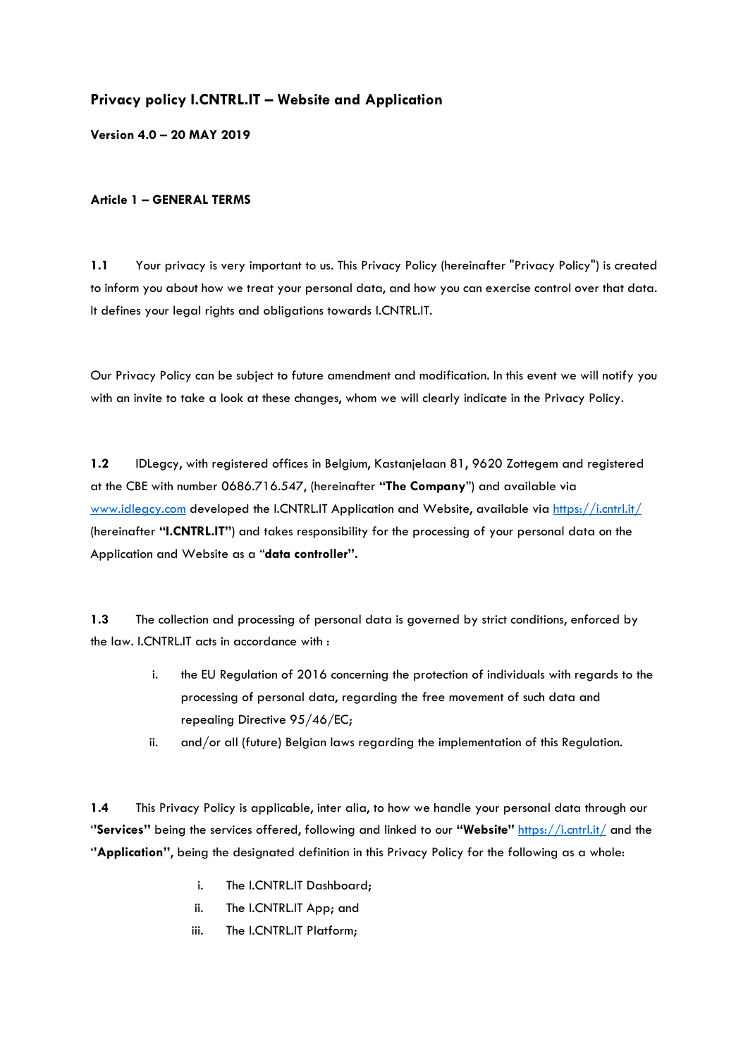# Privacy policy I.CNTRL.IT – Website and Application

**Version 4.0 – 20 MAY 2019**

## Article 1 – GENERAL TERMS

**1.1** Your privacy is very important to us. This Privacy Policy (hereinafter "Privacy Policy") is created to inform you about how we treat your personal data, and how you can exercise control over that data. It defines your legal rights and obligations towards I.CNTRL.IT.

Our Privacy Policy can be subject to future amendment and modification. In this event we will notify you with an invite to take a look at these changes, whom we will clearly indicate in the Privacy Policy.

**1.2** IDLegcy, with registered offices in Belgium, Kastanjelaan 81, 9620 Zottegem and registered at the CBE with number 0686.716.547, (hereinafter **"The Company"**) and available via [www.idlegcy.com](www.idlegcy.com) developed the I.CNTRL.IT Application and Website, available via [https://i.cntrl.it/](https://i.cntrl.it/) (hereinafter **"I.CNTRL.IT"**) and takes responsibility for the processing of your personal data on the Application and Website as a "**data controller".**

**1.3** The collection and processing of personal data is governed by strict conditions, enforced by the law. I.CNTRL.IT acts in accordance with :

i. the EU Regulation of 2016 concerning the protection of individuals with regards to the processing of personal data, regarding the free movement of such data and repealing Directive 95/46/EC;

ii. and/or all (future) Belgian laws regarding the implementation of this Regulation.

**1.4** This Privacy Policy is applicable, inter alia, to how we handle your personal data through our **"Services"** being the services offered, following and linked to our **"Website"** [https://i.cntrl.it/](https://i.cntrl.it/) and the **"Application"**, being the designated definition in this Privacy Policy for the following as a whole:

i. The I.CNTRL.IT Dashboard;

ii. The I.CNTRL.IT App; and

iii. The I.CNTRL.IT Platform;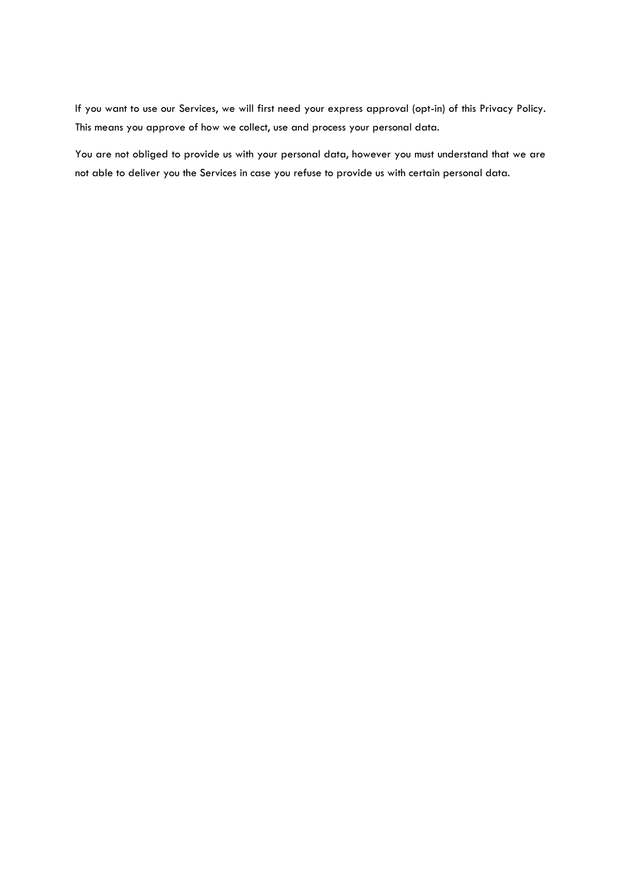If you want to use our Services, we will first need your express approval (opt-in) of this Privacy Policy. This means you approve of how we collect, use and process your personal data.

You are not obliged to provide us with your personal data, however you must understand that we are not able to deliver you the Services in case you refuse to provide us with certain personal data.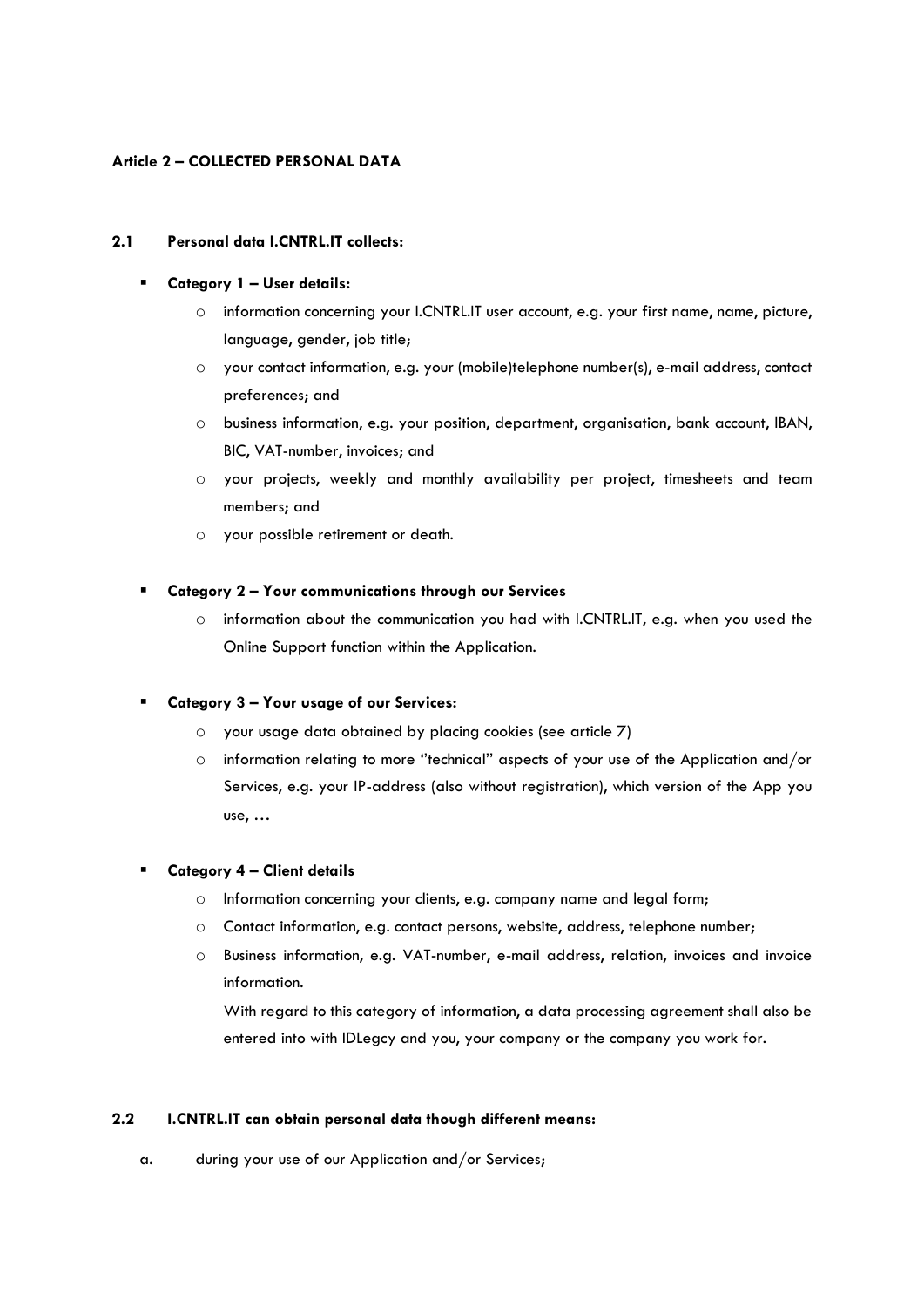**Article 2 – COLLECTED PERSONAL DATA**

**2.1 Personal data I.CNTRL.IT collects:**

- **Category 1 – User details:**
  - information concerning your I.CNTRL.IT user account, e.g. your first name, name, picture, language, gender, job title;
  - your contact information, e.g. your (mobile)telephone number(s), e-mail address, contact preferences; and
  - business information, e.g. your position, department, organisation, bank account, IBAN, BIC, VAT-number, invoices; and
  - your projects, weekly and monthly availability per project, timesheets and team members; and
  - your possible retirement or death.

- **Category 2 – Your communications through our Services**
  - information about the communication you had with I.CNTRL.IT, e.g. when you used the Online Support function within the Application.

- **Category 3 – Your usage of our Services:**
  - your usage data obtained by placing cookies (see article 7)
  - information relating to more "technical" aspects of your use of the Application and/or Services, e.g. your IP-address (also without registration), which version of the App you use, …

- **Category 4 – Client details**
  - Information concerning your clients, e.g. company name and legal form;
  - Contact information, e.g. contact persons, website, address, telephone number;
  - Business information, e.g. VAT-number, e-mail address, relation, invoices and invoice information.

    With regard to this category of information, a data processing agreement shall also be entered into with IDLegcy and you, your company or the company you work for.

**2.2 I.CNTRL.IT can obtain personal data though different means:**

a. during your use of our Application and/or Services;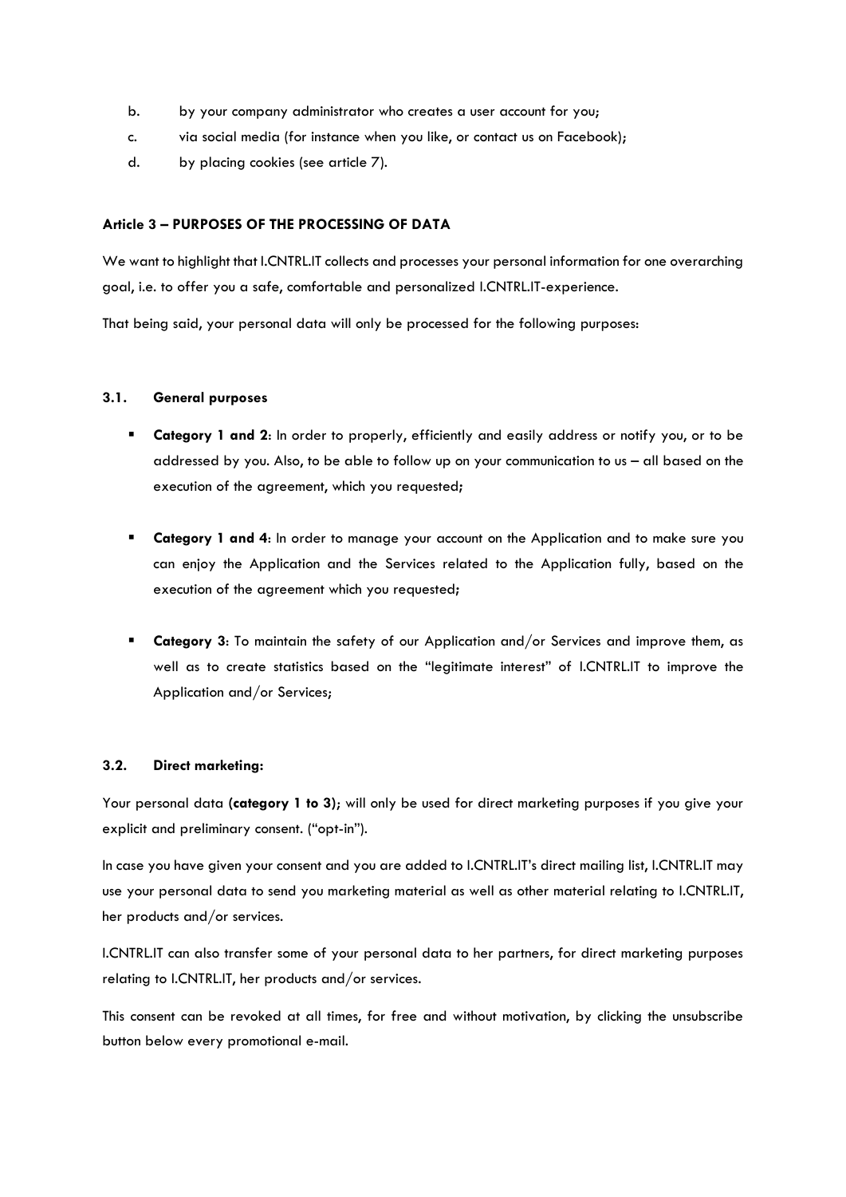b. by your company administrator who creates a user account for you;

c. via social media (for instance when you like, or contact us on Facebook);

d. by placing cookies (see article 7).

**Article 3 – PURPOSES OF THE PROCESSING OF DATA**

We want to highlight that I.CNTRL.IT collects and processes your personal information for one overarching goal, i.e. to offer you a safe, comfortable and personalized I.CNTRL.IT-experience.

That being said, your personal data will only be processed for the following purposes:

**3.1. General purposes**

- **Category 1 and 2**: In order to properly, efficiently and easily address or notify you, or to be addressed by you. Also, to be able to follow up on your communication to us – all based on the execution of the agreement, which you requested;

- **Category 1 and 4**: In order to manage your account on the Application and to make sure you can enjoy the Application and the Services related to the Application fully, based on the execution of the agreement which you requested;

- **Category 3**: To maintain the safety of our Application and/or Services and improve them, as well as to create statistics based on the "legitimate interest" of I.CNTRL.IT to improve the Application and/or Services;

**3.2. Direct marketing:**

Your personal data **(category 1 to 3)**; will only be used for direct marketing purposes if you give your explicit and preliminary consent. ("opt-in").

In case you have given your consent and you are added to I.CNTRL.IT's direct mailing list, I.CNTRL.IT may use your personal data to send you marketing material as well as other material relating to I.CNTRL.IT, her products and/or services.

I.CNTRL.IT can also transfer some of your personal data to her partners, for direct marketing purposes relating to I.CNTRL.IT, her products and/or services.

This consent can be revoked at all times, for free and without motivation, by clicking the unsubscribe button below every promotional e-mail.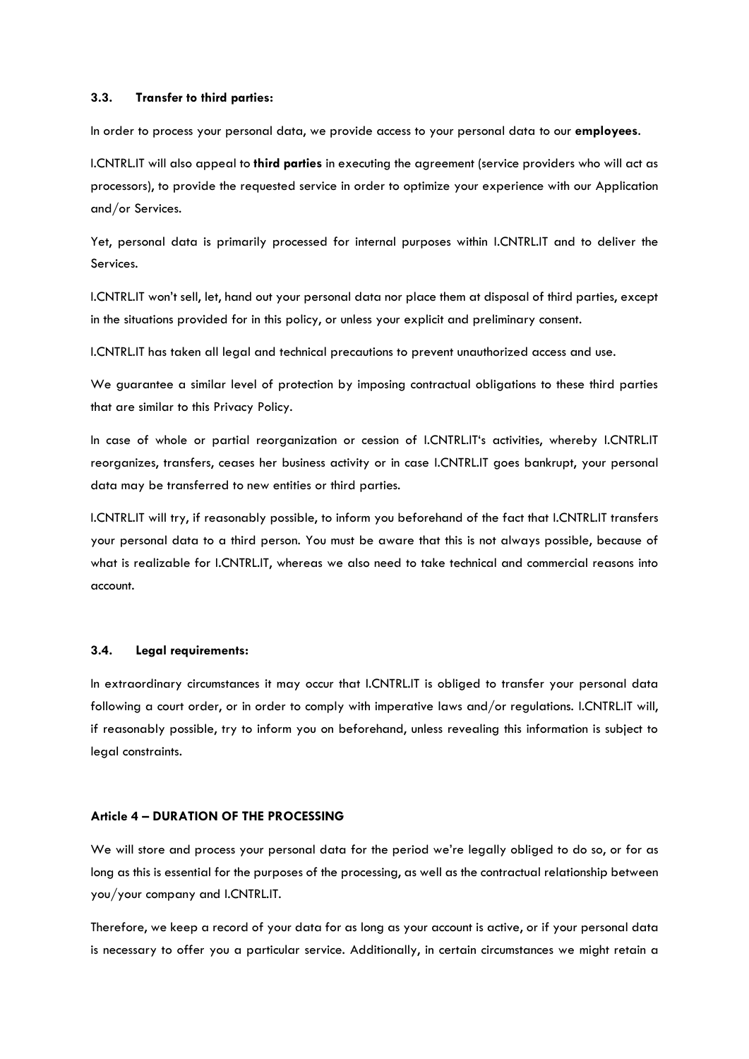### 3.3. Transfer to third parties:

In order to process your personal data, we provide access to your personal data to our **employees**.

I.CNTRL.IT will also appeal to **third parties** in executing the agreement (service providers who will act as processors), to provide the requested service in order to optimize your experience with our Application and/or Services.

Yet, personal data is primarily processed for internal purposes within I.CNTRL.IT and to deliver the Services.

I.CNTRL.IT won't sell, let, hand out your personal data nor place them at disposal of third parties, except in the situations provided for in this policy, or unless your explicit and preliminary consent.

I.CNTRL.IT has taken all legal and technical precautions to prevent unauthorized access and use.

We guarantee a similar level of protection by imposing contractual obligations to these third parties that are similar to this Privacy Policy.

In case of whole or partial reorganization or cession of I.CNTRL.IT's activities, whereby I.CNTRL.IT reorganizes, transfers, ceases her business activity or in case I.CNTRL.IT goes bankrupt, your personal data may be transferred to new entities or third parties.

I.CNTRL.IT will try, if reasonably possible, to inform you beforehand of the fact that I.CNTRL.IT transfers your personal data to a third person. You must be aware that this is not always possible, because of what is realizable for I.CNTRL.IT, whereas we also need to take technical and commercial reasons into account.

### 3.4. Legal requirements:

In extraordinary circumstances it may occur that I.CNTRL.IT is obliged to transfer your personal data following a court order, or in order to comply with imperative laws and/or regulations. I.CNTRL.IT will, if reasonably possible, try to inform you on beforehand, unless revealing this information is subject to legal constraints.

## Article 4 – DURATION OF THE PROCESSING

We will store and process your personal data for the period we're legally obliged to do so, or for as long as this is essential for the purposes of the processing, as well as the contractual relationship between you/your company and I.CNTRL.IT.

Therefore, we keep a record of your data for as long as your account is active, or if your personal data is necessary to offer you a particular service. Additionally, in certain circumstances we might retain a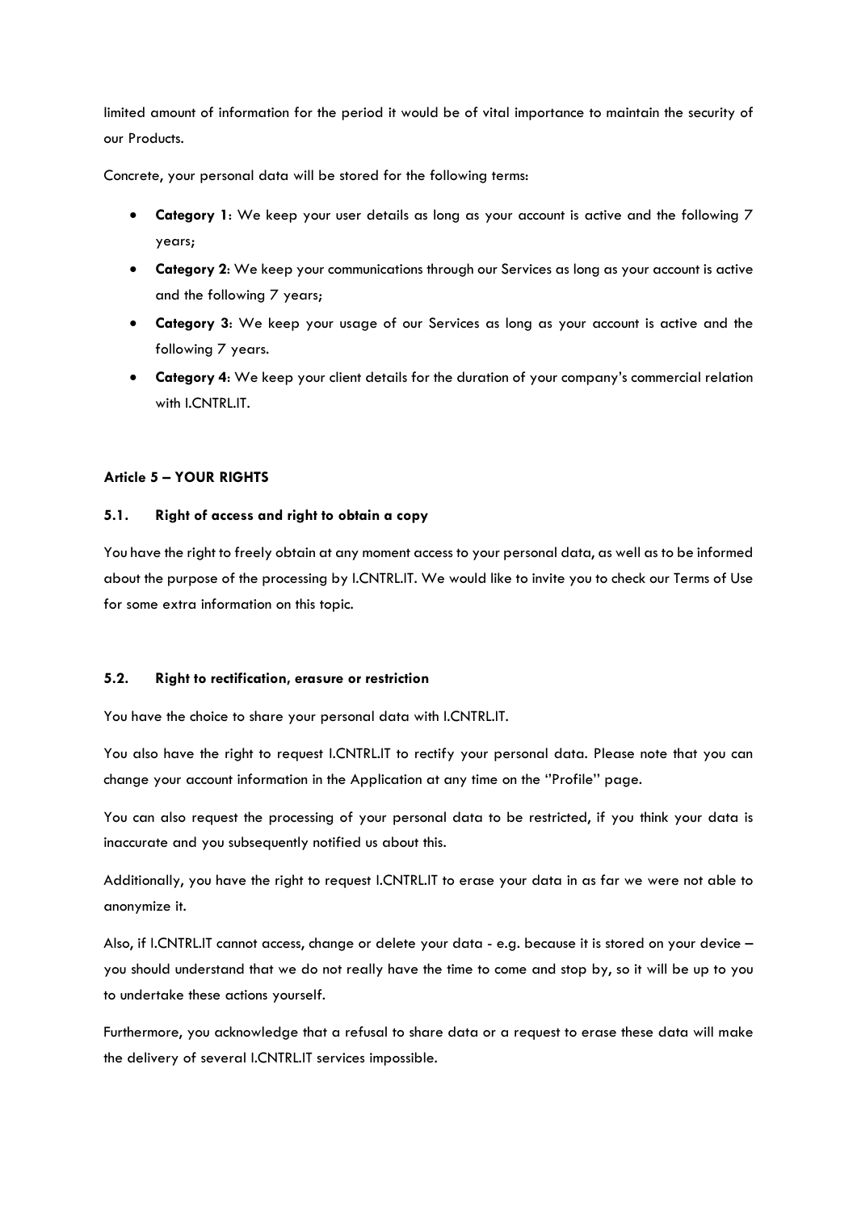limited amount of information for the period it would be of vital importance to maintain the security of our Products.

Concrete, your personal data will be stored for the following terms:

- **Category 1**: We keep your user details as long as your account is active and the following 7 years;
- **Category 2**: We keep your communications through our Services as long as your account is active and the following 7 years;
- **Category 3**: We keep your usage of our Services as long as your account is active and the following 7 years.
- **Category 4**: We keep your client details for the duration of your company's commercial relation with I.CNTRL.IT.

## Article 5 – YOUR RIGHTS

### 5.1. Right of access and right to obtain a copy

You have the right to freely obtain at any moment access to your personal data, as well as to be informed about the purpose of the processing by I.CNTRL.IT. We would like to invite you to check our Terms of Use for some extra information on this topic.

### 5.2. Right to rectification, erasure or restriction

You have the choice to share your personal data with I.CNTRL.IT.

You also have the right to request I.CNTRL.IT to rectify your personal data. Please note that you can change your account information in the Application at any time on the "Profile" page.

You can also request the processing of your personal data to be restricted, if you think your data is inaccurate and you subsequently notified us about this.

Additionally, you have the right to request I.CNTRL.IT to erase your data in as far we were not able to anonymize it.

Also, if I.CNTRL.IT cannot access, change or delete your data - e.g. because it is stored on your device – you should understand that we do not really have the time to come and stop by, so it will be up to you to undertake these actions yourself.

Furthermore, you acknowledge that a refusal to share data or a request to erase these data will make the delivery of several I.CNTRL.IT services impossible.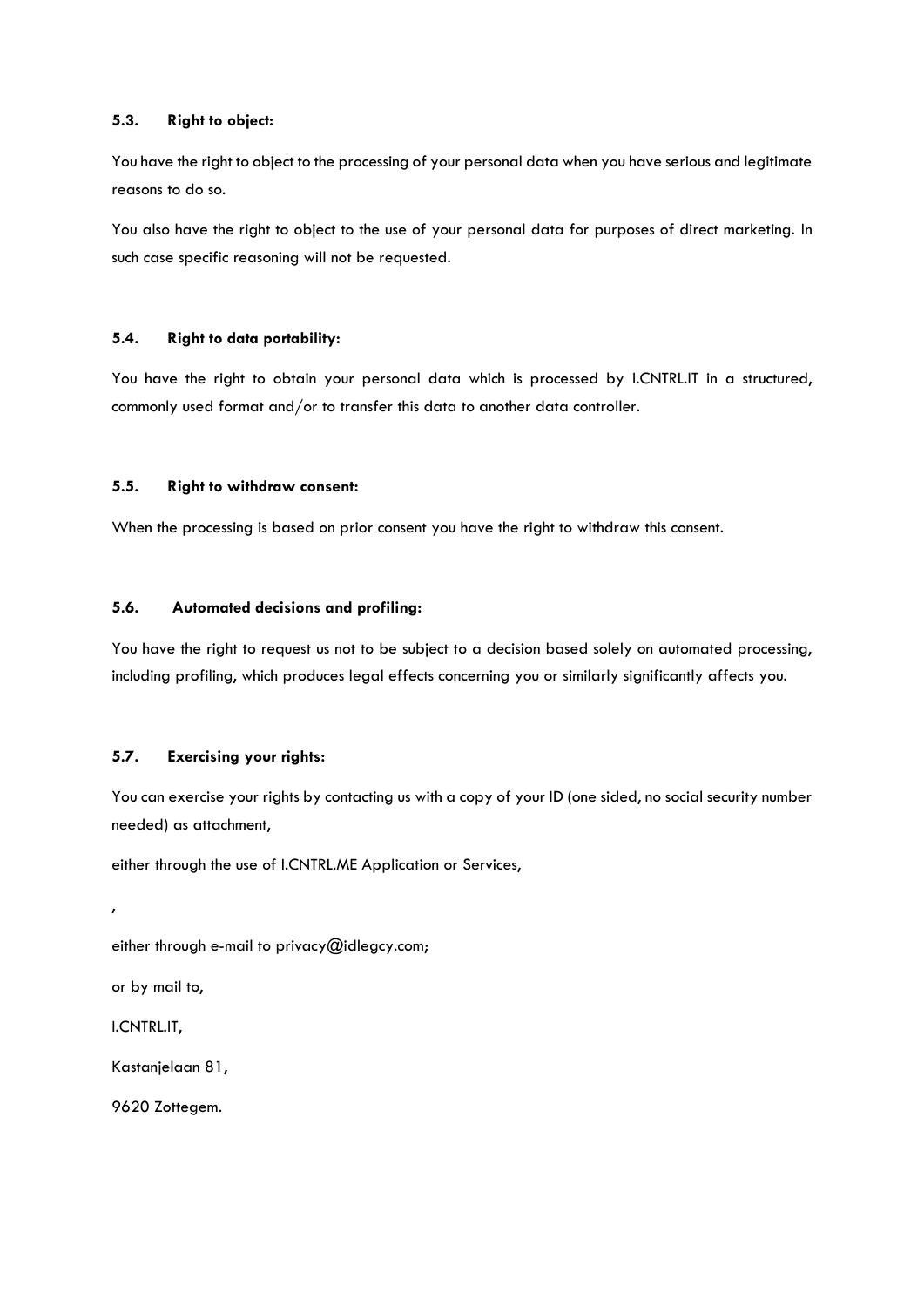#### 5.3. Right to object:

You have the right to object to the processing of your personal data when you have serious and legitimate reasons to do so.

You also have the right to object to the use of your personal data for purposes of direct marketing. In such case specific reasoning will not be requested.

#### 5.4. Right to data portability:

You have the right to obtain your personal data which is processed by I.CNTRL.IT in a structured, commonly used format and/or to transfer this data to another data controller.

#### 5.5. Right to withdraw consent:

When the processing is based on prior consent you have the right to withdraw this consent.

#### 5.6. Automated decisions and profiling:

You have the right to request us not to be subject to a decision based solely on automated processing, including profiling, which produces legal effects concerning you or similarly significantly affects you.

#### 5.7. Exercising your rights:

You can exercise your rights by contacting us with a copy of your ID (one sided, no social security number needed) as attachment,

either through the use of I.CNTRL.ME Application or Services,

,

either through e-mail to privacy@idlegcy.com;

or by mail to,

I.CNTRL.IT,

Kastanjelaan 81,

9620 Zottegem.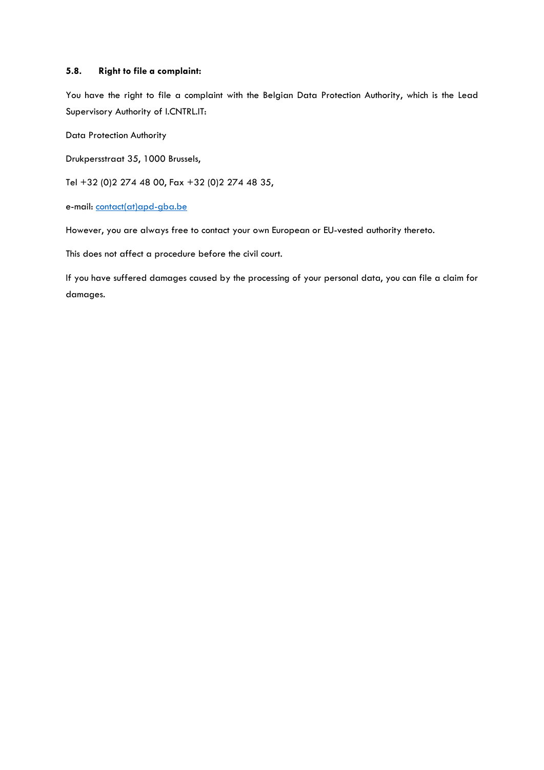### 5.8. Right to file a complaint:

You have the right to file a complaint with the Belgian Data Protection Authority, which is the Lead Supervisory Authority of I.CNTRL.IT:

Data Protection Authority

Drukpersstraat 35, 1000 Brussels,

Tel +32 (0)2 274 48 00, Fax +32 (0)2 274 48 35,

e-mail: contact(at)apd-gba.be

However, you are always free to contact your own European or EU-vested authority thereto.

This does not affect a procedure before the civil court.

If you have suffered damages caused by the processing of your personal data, you can file a claim for damages.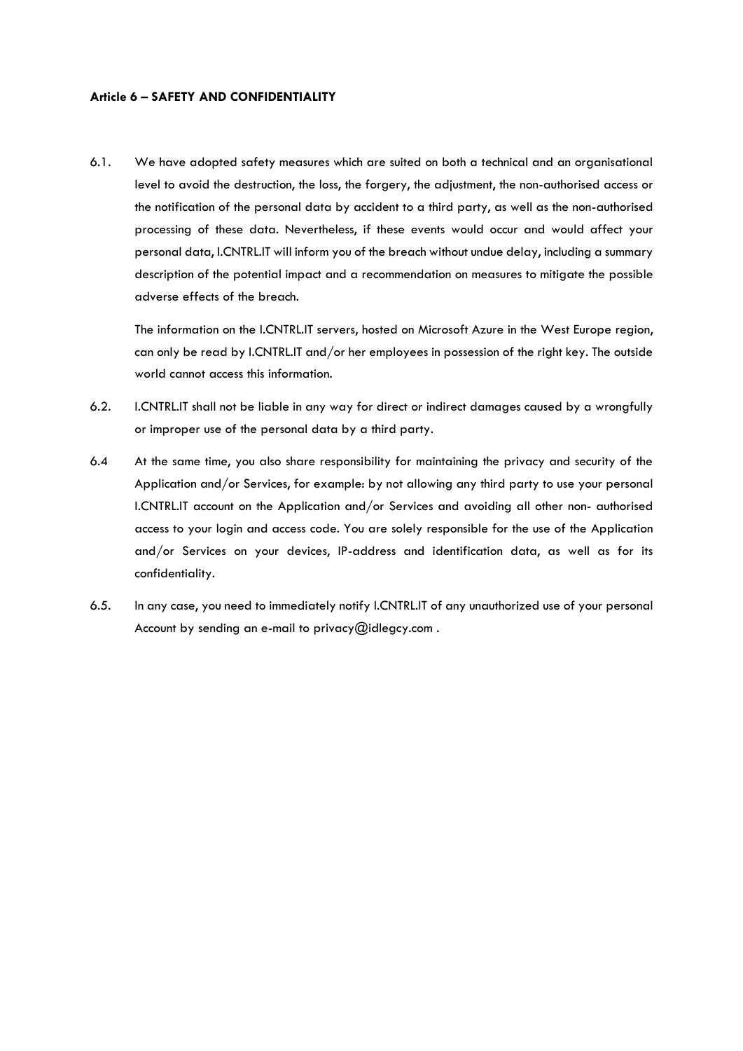**Article 6 – SAFETY AND CONFIDENTIALITY**

6.1. We have adopted safety measures which are suited on both a technical and an organisational level to avoid the destruction, the loss, the forgery, the adjustment, the non-authorised access or the notification of the personal data by accident to a third party, as well as the non-authorised processing of these data. Nevertheless, if these events would occur and would affect your personal data, I.CNTRL.IT will inform you of the breach without undue delay, including a summary description of the potential impact and a recommendation on measures to mitigate the possible adverse effects of the breach.

The information on the I.CNTRL.IT servers, hosted on Microsoft Azure in the West Europe region, can only be read by I.CNTRL.IT and/or her employees in possession of the right key. The outside world cannot access this information.

6.2. I.CNTRL.IT shall not be liable in any way for direct or indirect damages caused by a wrongfully or improper use of the personal data by a third party.

6.4 At the same time, you also share responsibility for maintaining the privacy and security of the Application and/or Services, for example: by not allowing any third party to use your personal I.CNTRL.IT account on the Application and/or Services and avoiding all other non- authorised access to your login and access code. You are solely responsible for the use of the Application and/or Services on your devices, IP-address and identification data, as well as for its confidentiality.

6.5. In any case, you need to immediately notify I.CNTRL.IT of any unauthorized use of your personal Account by sending an e-mail to privacy@idlegcy.com .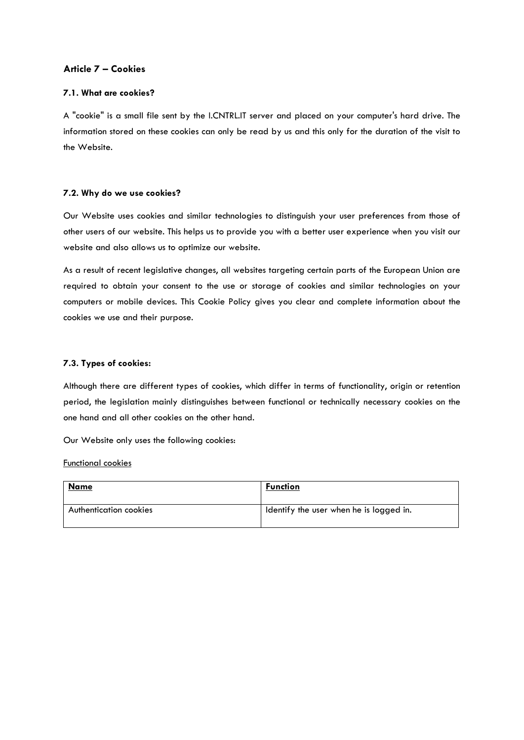## Article 7 – Cookies

### 7.1. What are cookies?

A "cookie" is a small file sent by the I.CNTRL.IT server and placed on your computer's hard drive. The information stored on these cookies can only be read by us and this only for the duration of the visit to the Website.

### 7.2. Why do we use cookies?

Our Website uses cookies and similar technologies to distinguish your user preferences from those of other users of our website. This helps us to provide you with a better user experience when you visit our website and also allows us to optimize our website.

As a result of recent legislative changes, all websites targeting certain parts of the European Union are required to obtain your consent to the use or storage of cookies and similar technologies on your computers or mobile devices. This Cookie Policy gives you clear and complete information about the cookies we use and their purpose.

### 7.3. Types of cookies:

Although there are different types of cookies, which differ in terms of functionality, origin or retention period, the legislation mainly distinguishes between functional or technically necessary cookies on the one hand and all other cookies on the other hand.

Our Website only uses the following cookies:

Functional cookies

| Name | Function |
| --- | --- |
| Authentication cookies | Identify the user when he is logged in. |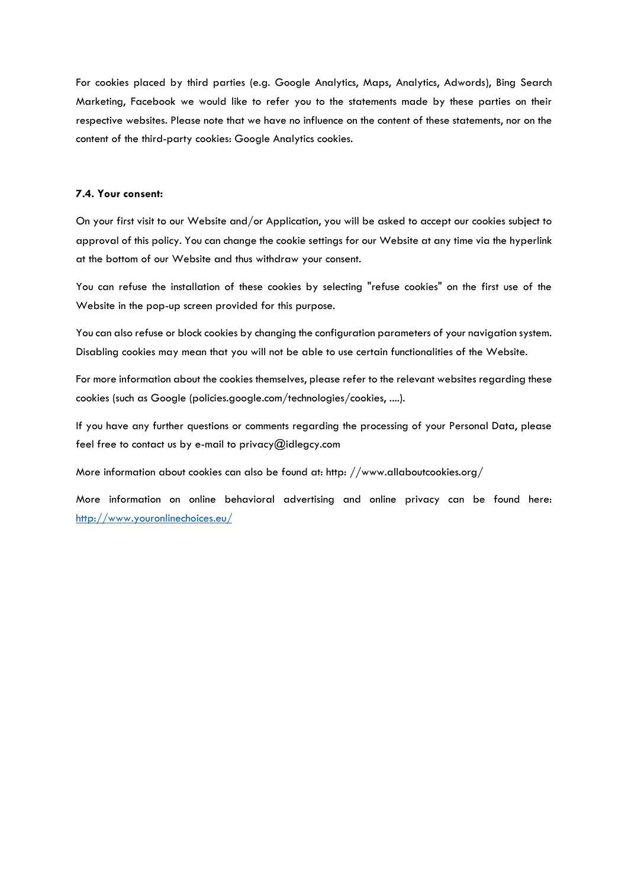For cookies placed by third parties (e.g. Google Analytics, Maps, Analytics, Adwords), Bing Search Marketing, Facebook we would like to refer you to the statements made by these parties on their respective websites. Please note that we have no influence on the content of these statements, nor on the content of the third-party cookies: Google Analytics cookies.

**7.4. Your consent:**

On your first visit to our Website and/or Application, you will be asked to accept our cookies subject to approval of this policy. You can change the cookie settings for our Website at any time via the hyperlink at the bottom of our Website and thus withdraw your consent.

You can refuse the installation of these cookies by selecting "refuse cookies" on the first use of the Website in the pop-up screen provided for this purpose.

You can also refuse or block cookies by changing the configuration parameters of your navigation system. Disabling cookies may mean that you will not be able to use certain functionalities of the Website.

For more information about the cookies themselves, please refer to the relevant websites regarding these cookies (such as Google (policies.google.com/technologies/cookies, ....).

If you have any further questions or comments regarding the processing of your Personal Data, please feel free to contact us by e-mail to privacy@idlegcy.com

More information about cookies can also be found at: http: //www.allaboutcookies.org/

More information on online behavioral advertising and online privacy can be found here: [http://www.youronlinechoices.eu/](http://www.youronlinechoices.eu/)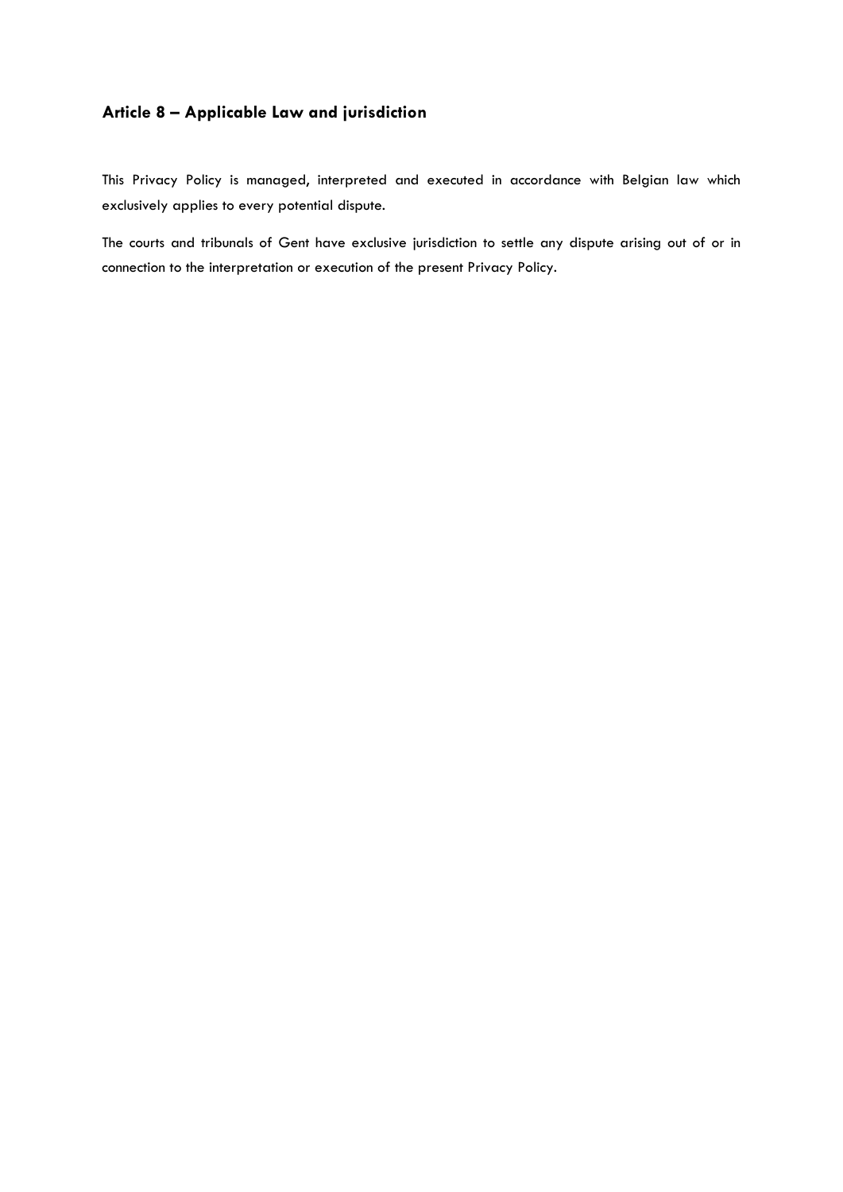## Article 8 – Applicable Law and jurisdiction

This Privacy Policy is managed, interpreted and executed in accordance with Belgian law which exclusively applies to every potential dispute.

The courts and tribunals of Gent have exclusive jurisdiction to settle any dispute arising out of or in connection to the interpretation or execution of the present Privacy Policy.